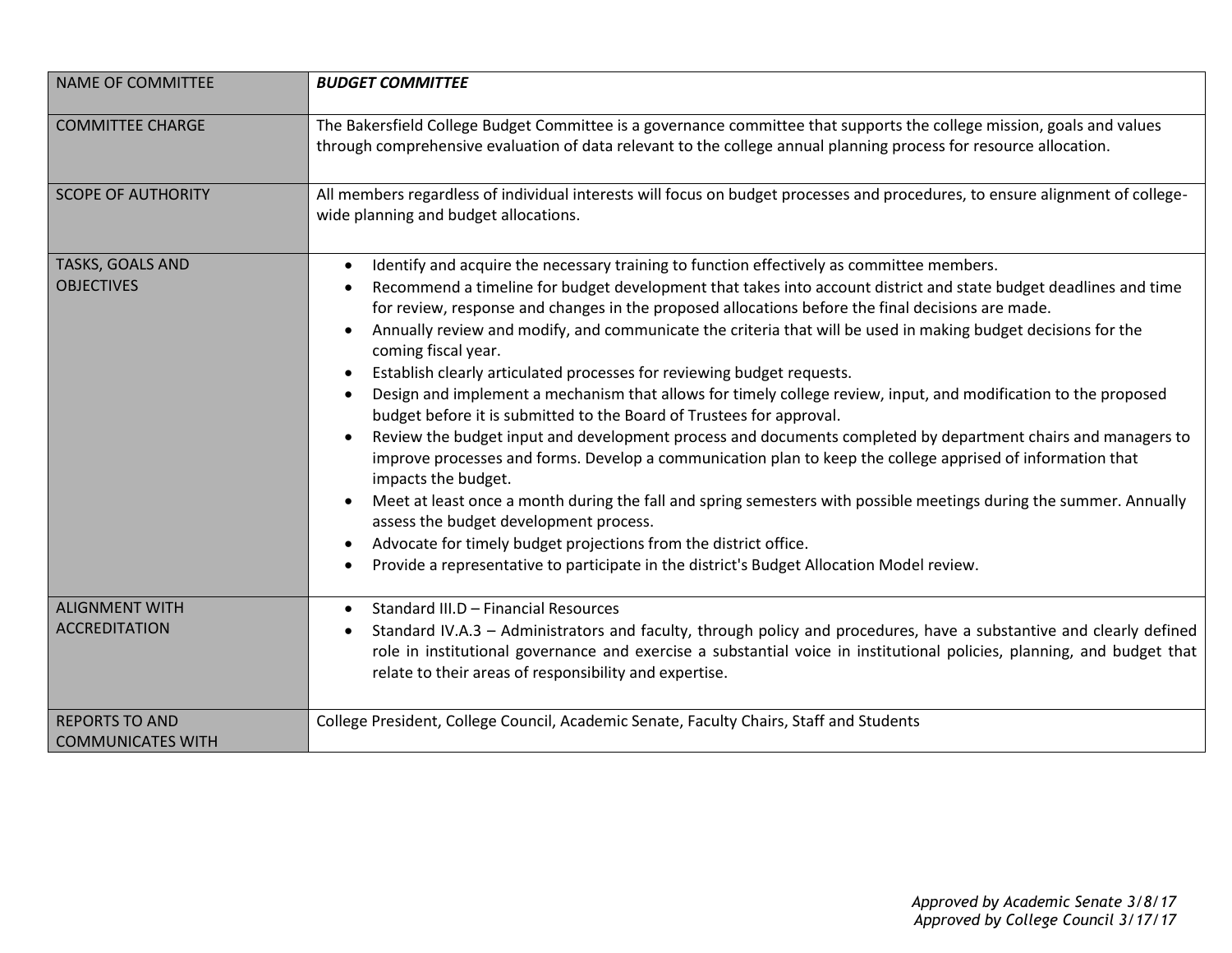| NAME OF COMMITTEE | ***BUDGET COMMITTEE*** |
|---|---|
| COMMITTEE CHARGE | The Bakersfield College Budget Committee is a governance committee that supports the college mission, goals and values through comprehensive evaluation of data relevant to the college annual planning process for resource allocation. |
| SCOPE OF AUTHORITY | All members regardless of individual interests will focus on budget processes and procedures, to ensure alignment of college-wide planning and budget allocations. |
| TASKS, GOALS AND OBJECTIVES | • Identify and acquire the necessary training to function effectively as committee members.<br>• Recommend a timeline for budget development that takes into account district and state budget deadlines and time for review, response and changes in the proposed allocations before the final decisions are made.<br>• Annually review and modify, and communicate the criteria that will be used in making budget decisions for the coming fiscal year.<br>• Establish clearly articulated processes for reviewing budget requests.<br>• Design and implement a mechanism that allows for timely college review, input, and modification to the proposed budget before it is submitted to the Board of Trustees for approval.<br>• Review the budget input and development process and documents completed by department chairs and managers to improve processes and forms. Develop a communication plan to keep the college apprised of information that impacts the budget.<br>• Meet at least once a month during the fall and spring semesters with possible meetings during the summer. Annually assess the budget development process.<br>• Advocate for timely budget projections from the district office.<br>• Provide a representative to participate in the district's Budget Allocation Model review. |
| ALIGNMENT WITH ACCREDITATION | • Standard III.D – Financial Resources<br>• Standard IV.A.3 – Administrators and faculty, through policy and procedures, have a substantive and clearly defined role in institutional governance and exercise a substantial voice in institutional policies, planning, and budget that relate to their areas of responsibility and expertise. |
| REPORTS TO AND COMMUNICATES WITH | College President, College Council, Academic Senate, Faculty Chairs, Staff and Students |

*Approved by Academic Senate 3/8/17*
*Approved by College Council 3/17/17*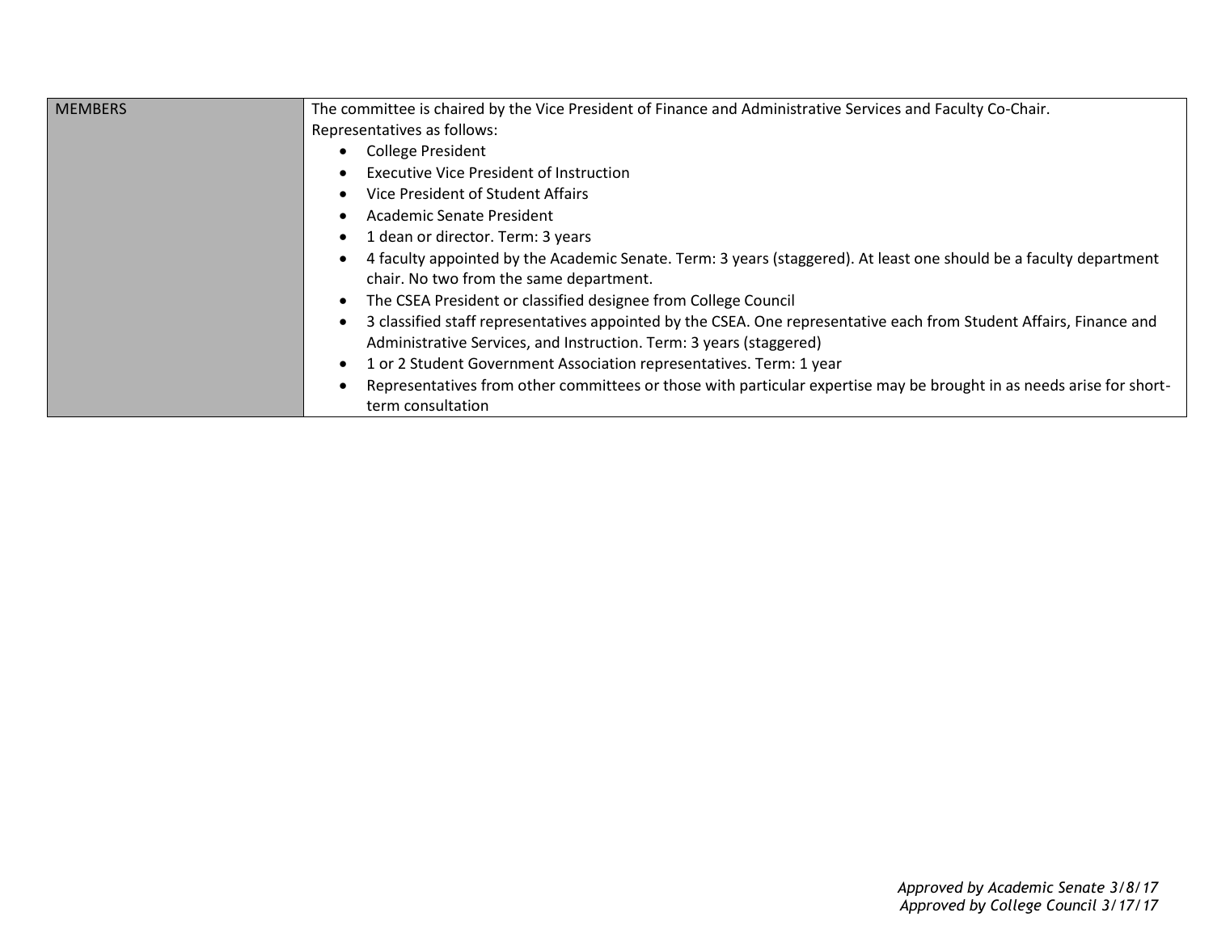| | |
|---|---|
| MEMBERS | The committee is chaired by the Vice President of Finance and Administrative Services and Faculty Co-Chair.<br>Representatives as follows:<br>• College President<br>• Executive Vice President of Instruction<br>• Vice President of Student Affairs<br>• Academic Senate President<br>• 1 dean or director. Term: 3 years<br>• 4 faculty appointed by the Academic Senate. Term: 3 years (staggered). At least one should be a faculty department chair. No two from the same department.<br>• The CSEA President or classified designee from College Council<br>• 3 classified staff representatives appointed by the CSEA. One representative each from Student Affairs, Finance and Administrative Services, and Instruction. Term: 3 years (staggered)<br>• 1 or 2 Student Government Association representatives. Term: 1 year<br>• Representatives from other committees or those with particular expertise may be brought in as needs arise for short-term consultation |

*Approved by Academic Senate 3/8/17*
*Approved by College Council 3/17/17*